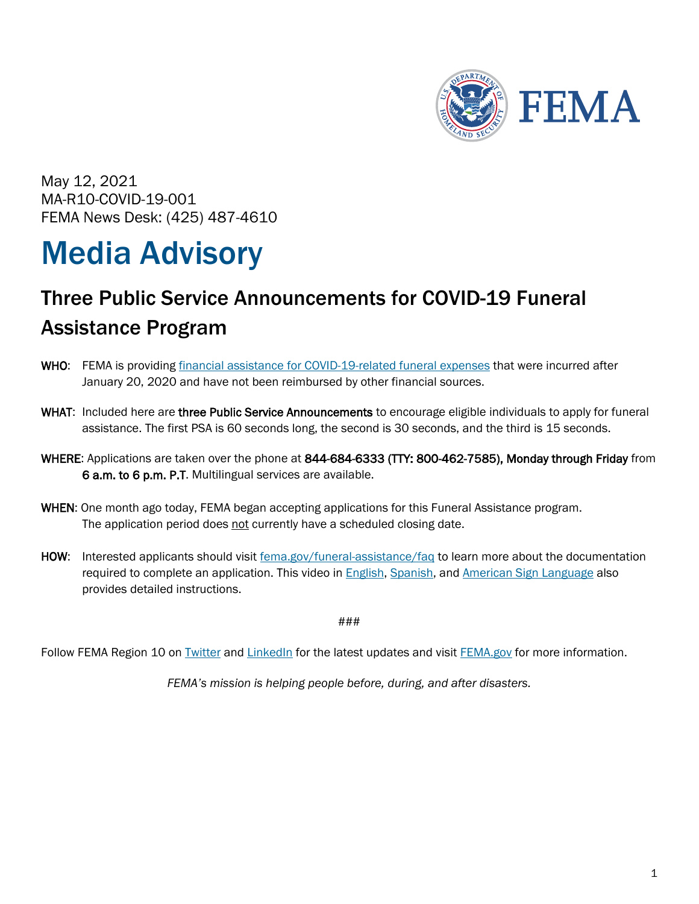FEMA

May 12, 2021
MA-R10-COVID-19-001
FEMA News Desk: (425) 487-4610

# Media Advisory

## Three Public Service Announcements for COVID-19 Funeral Assistance Program

**WHO**: FEMA is providing financial assistance for COVID-19-related funeral expenses that were incurred after January 20, 2020 and have not been reimbursed by other financial sources.

**WHAT**: Included here are **three Public Service Announcements** to encourage eligible individuals to apply for funeral assistance. The first PSA is 60 seconds long, the second is 30 seconds, and the third is 15 seconds.

**WHERE**: Applications are taken over the phone at **844-684-6333 (TTY: 800-462-7585), Monday through Friday** from **6 a.m. to 6 p.m. P.T**. Multilingual services are available.

**WHEN**: One month ago today, FEMA began accepting applications for this Funeral Assistance program. The application period does not currently have a scheduled closing date.

**HOW**: Interested applicants should visit fema.gov/funeral-assistance/faq to learn more about the documentation required to complete an application. This video in English, Spanish, and American Sign Language also provides detailed instructions.

###

Follow FEMA Region 10 on Twitter and LinkedIn for the latest updates and visit FEMA.gov for more information.

*FEMA's mission is helping people before, during, and after disasters.*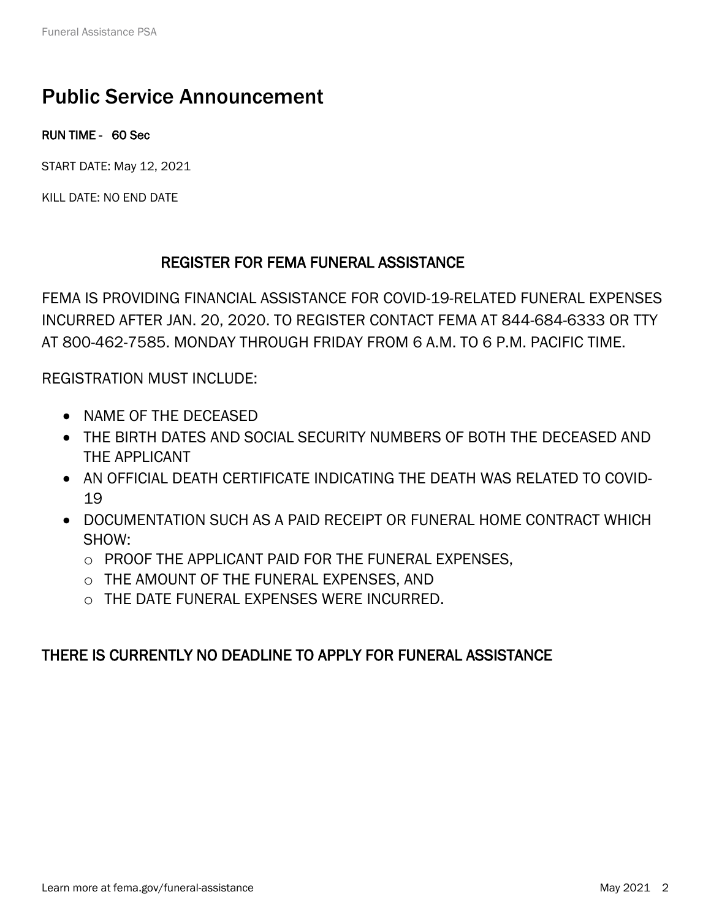# Public Service Announcement

**RUN TIME - 60 Sec**

START DATE: May 12, 2021

KILL DATE: NO END DATE

## REGISTER FOR FEMA FUNERAL ASSISTANCE

FEMA IS PROVIDING FINANCIAL ASSISTANCE FOR COVID-19-RELATED FUNERAL EXPENSES INCURRED AFTER JAN. 20, 2020. TO REGISTER CONTACT FEMA AT 844-684-6333 OR TTY AT 800-462-7585. MONDAY THROUGH FRIDAY FROM 6 A.M. TO 6 P.M. PACIFIC TIME.

REGISTRATION MUST INCLUDE:

- NAME OF THE DECEASED
- THE BIRTH DATES AND SOCIAL SECURITY NUMBERS OF BOTH THE DECEASED AND THE APPLICANT
- AN OFFICIAL DEATH CERTIFICATE INDICATING THE DEATH WAS RELATED TO COVID-19
- DOCUMENTATION SUCH AS A PAID RECEIPT OR FUNERAL HOME CONTRACT WHICH SHOW:
  - PROOF THE APPLICANT PAID FOR THE FUNERAL EXPENSES,
  - THE AMOUNT OF THE FUNERAL EXPENSES, AND
  - THE DATE FUNERAL EXPENSES WERE INCURRED.

**THERE IS CURRENTLY NO DEADLINE TO APPLY FOR FUNERAL ASSISTANCE**

Learn more at fema.gov/funeral-assistance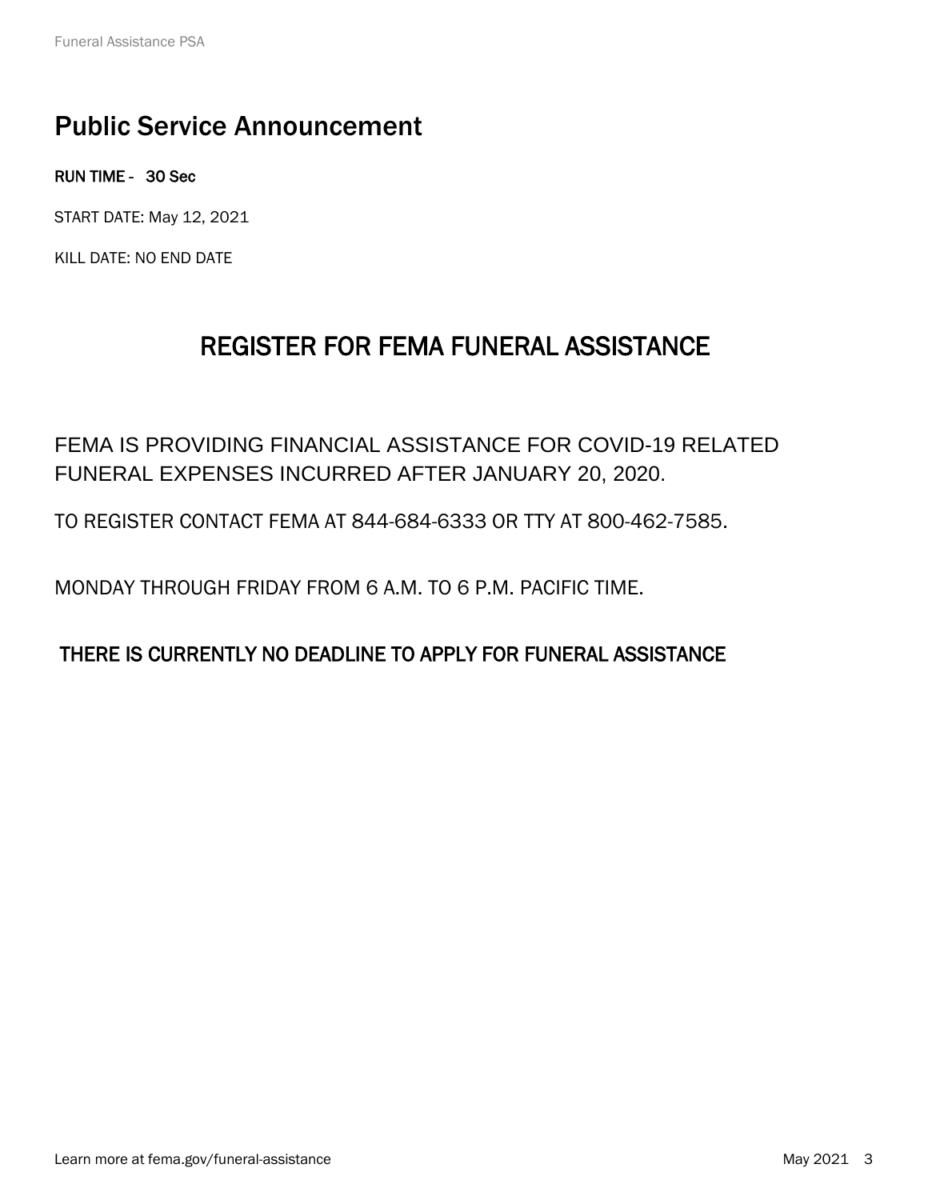# Public Service Announcement

**RUN TIME - 30 Sec**

START DATE: May 12, 2021

KILL DATE: NO END DATE

## REGISTER FOR FEMA FUNERAL ASSISTANCE

FEMA IS PROVIDING FINANCIAL ASSISTANCE FOR COVID-19 RELATED FUNERAL EXPENSES INCURRED AFTER JANUARY 20, 2020.

TO REGISTER CONTACT FEMA AT 844-684-6333 OR TTY AT 800-462-7585.

MONDAY THROUGH FRIDAY FROM 6 A.M. TO 6 P.M. PACIFIC TIME.

THERE IS CURRENTLY NO DEADLINE TO APPLY FOR FUNERAL ASSISTANCE

Learn more at fema.gov/funeral-assistance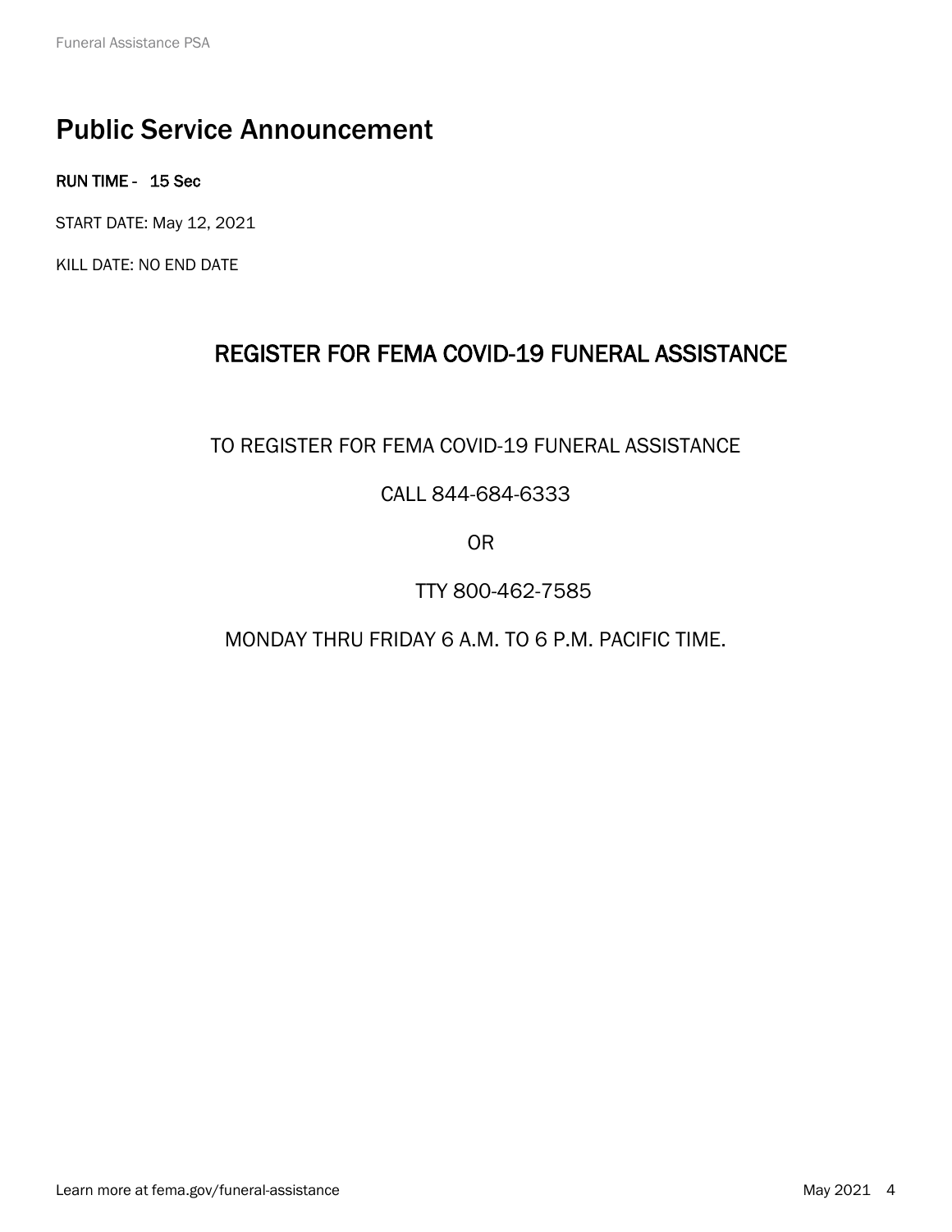# Public Service Announcement

**RUN TIME - 15 Sec**

START DATE: May 12, 2021

KILL DATE: NO END DATE

## REGISTER FOR FEMA COVID-19 FUNERAL ASSISTANCE

TO REGISTER FOR FEMA COVID-19 FUNERAL ASSISTANCE

CALL 844-684-6333

OR

TTY 800-462-7585

MONDAY THRU FRIDAY 6 A.M. TO 6 P.M. PACIFIC TIME.